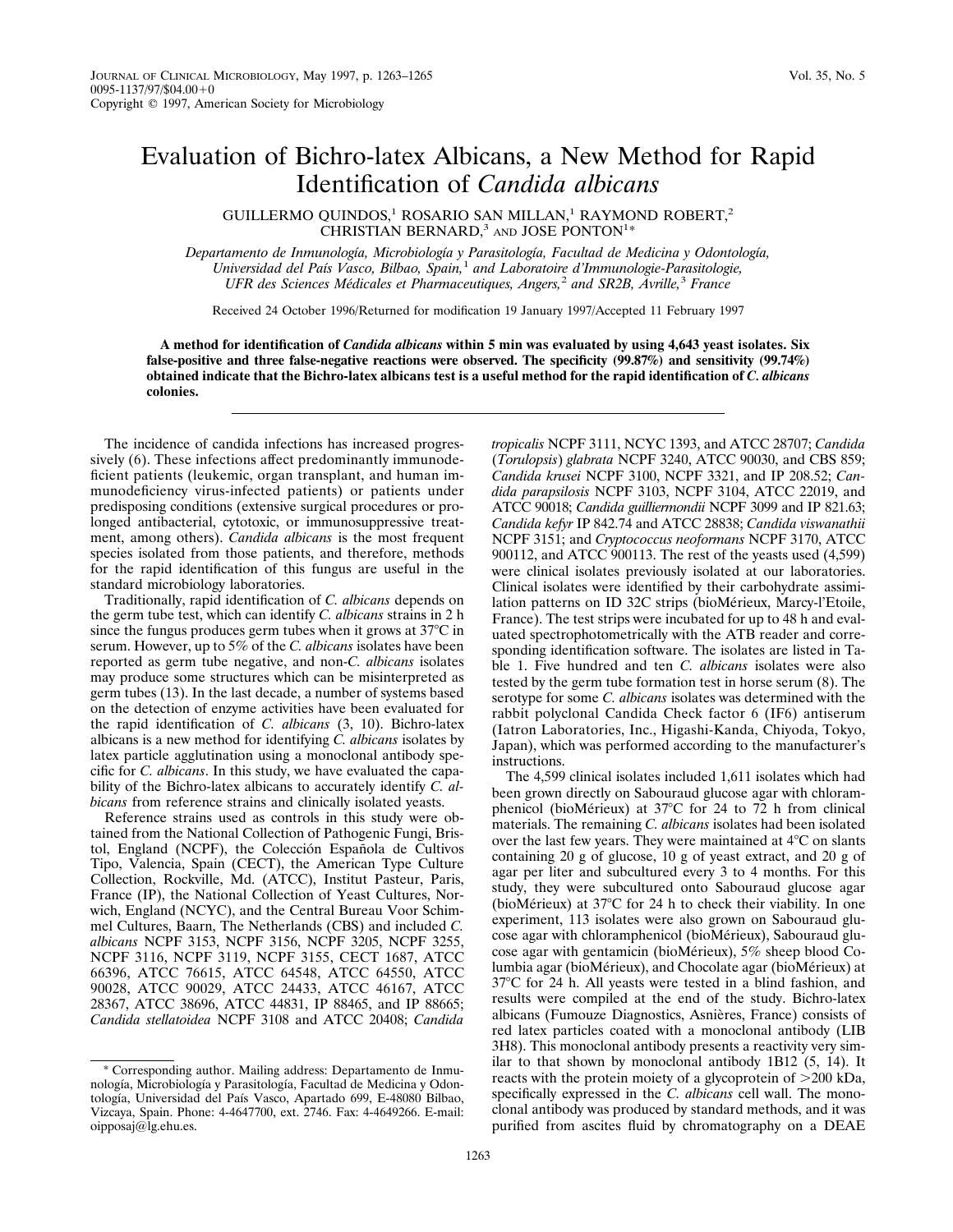# Evaluation of Bichro-latex Albicans, a New Method for Rapid Identification of *Candida albicans*

GUILLERMO QUINDOS,[1] ROSARIO SAN MILLAN,[1] RAYMOND ROBERT,[2] CHRISTIAN BERNARD,[3] AND JOSE PONTON[1]*

*Departamento de Inmunología, Microbiología y Parasitología, Facultad de Medicina y Odontología, Universidad del País Vasco, Bilbao, Spain,[1] and Laboratoire d'Immunologie-Parasitologie, UFR des Sciences Médicales et Pharmaceutiques, Angers,[2] and SR2B, Avrille,[3] France*

Received 24 October 1996/Returned for modification 19 January 1997/Accepted 11 February 1997

**A method for identification of *Candida albicans* within 5 min was evaluated by using 4,643 yeast isolates. Six false-positive and three false-negative reactions were observed. The specificity (99.87%) and sensitivity (99.74%) obtained indicate that the Bichro-latex albicans test is a useful method for the rapid identification of *C. albicans* colonies.**

The incidence of candida infections has increased progressively (6). These infections affect predominantly immunodeficient patients (leukemic, organ transplant, and human immunodeficiency virus-infected patients) or patients under predisposing conditions (extensive surgical procedures or prolonged antibacterial, cytotoxic, or immunosuppressive treatment, among others). *Candida albicans* is the most frequent species isolated from those patients, and therefore, methods for the rapid identification of this fungus are useful in the standard microbiology laboratories.

Traditionally, rapid identification of *C. albicans* depends on the germ tube test, which can identify *C. albicans* strains in 2 h since the fungus produces germ tubes when it grows at 37°C in serum. However, up to 5% of the *C. albicans* isolates have been reported as germ tube negative, and non-*C. albicans* isolates may produce some structures which can be misinterpreted as germ tubes (13). In the last decade, a number of systems based on the detection of enzyme activities have been evaluated for the rapid identification of *C. albicans* (3, 10). Bichro-latex albicans is a new method for identifying *C. albicans* isolates by latex particle agglutination using a monoclonal antibody specific for *C. albicans*. In this study, we have evaluated the capability of the Bichro-latex albicans to accurately identify *C. albicans* from reference strains and clinically isolated yeasts.

Reference strains used as controls in this study were obtained from the National Collection of Pathogenic Fungi, Bristol, England (NCPF), the Colección Española de Cultivos Tipo, Valencia, Spain (CECT), the American Type Culture Collection, Rockville, Md. (ATCC), Institut Pasteur, Paris, France (IP), the National Collection of Yeast Cultures, Norwich, England (NCYC), and the Central Bureau Voor Schimmel Cultures, Baarn, The Netherlands (CBS) and included *C. albicans* NCPF 3153, NCPF 3156, NCPF 3205, NCPF 3255, NCPF 3116, NCPF 3119, NCPF 3155, CECT 1687, ATCC 66396, ATCC 76615, ATCC 64548, ATCC 64550, ATCC 90028, ATCC 90029, ATCC 24433, ATCC 46167, ATCC 28367, ATCC 38696, ATCC 44831, IP 88465, and IP 88665; *Candida stellatoidea* NCPF 3108 and ATCC 20408; *Candida tropicalis* NCPF 3111, NCYC 1393, and ATCC 28707; *Candida* (*Torulopsis*) *glabrata* NCPF 3240, ATCC 90030, and CBS 859; *Candida krusei* NCPF 3100, NCPF 3321, and IP 208.52; *Candida parapsilosis* NCPF 3103, NCPF 3104, ATCC 22019, and ATCC 90018; *Candida guilliermondii* NCPF 3099 and IP 821.63; *Candida kefyr* IP 842.74 and ATCC 28838; *Candida viswanathii* NCPF 3151; and *Cryptococcus neoformans* NCPF 3170, ATCC 900112, and ATCC 900113. The rest of the yeasts used (4,599) were clinical isolates previously isolated at our laboratories. Clinical isolates were identified by their carbohydrate assimilation patterns on ID 32C strips (bioMérieux, Marcy-l'Etoile, France). The test strips were incubated for up to 48 h and evaluated spectrophotometrically with the ATB reader and corresponding identification software. The isolates are listed in Table 1. Five hundred and ten *C. albicans* isolates were also tested by the germ tube formation test in horse serum (8). The serotype for some *C. albicans* isolates was determined with the rabbit polyclonal Candida Check factor 6 (IF6) antiserum (Iatron Laboratories, Inc., Higashi-Kanda, Chiyoda, Tokyo, Japan), which was performed according to the manufacturer's instructions.

The 4,599 clinical isolates included 1,611 isolates which had been grown directly on Sabouraud glucose agar with chloramphenicol (bioMérieux) at 37°C for 24 to 72 h from clinical materials. The remaining *C. albicans* isolates had been isolated over the last few years. They were maintained at 4°C on slants containing 20 g of glucose, 10 g of yeast extract, and 20 g of agar per liter and subcultured every 3 to 4 months. For this study, they were subcultured onto Sabouraud glucose agar (bioMérieux) at 37°C for 24 h to check their viability. In one experiment, 113 isolates were also grown on Sabouraud glucose agar with chloramphenicol (bioMérieux), Sabouraud glucose agar with gentamicin (bioMérieux), 5% sheep blood Columbia agar (bioMérieux), and Chocolate agar (bioMérieux) at 37°C for 24 h. All yeasts were tested in a blind fashion, and results were compiled at the end of the study. Bichro-latex albicans (Fumouze Diagnostics, Asnières, France) consists of red latex particles coated with a monoclonal antibody (LIB 3H8). This monoclonal antibody presents a reactivity very similar to that shown by monoclonal antibody 1B12 (5, 14). It reacts with the protein moiety of a glycoprotein of >200 kDa, specifically expressed in the *C. albicans* cell wall. The monoclonal antibody was produced by standard methods, and it was purified from ascites fluid by chromatography on a DEAE

\* Corresponding author. Mailing address: Departamento de Inmunología, Microbiología y Parasitología, Facultad de Medicina y Odontología, Universidad del País Vasco, Apartado 699, E-48080 Bilbao, Vizcaya, Spain. Phone: 4-4647700, ext. 2746. Fax: 4-4649266. E-mail: oipposaj@lg.ehu.es.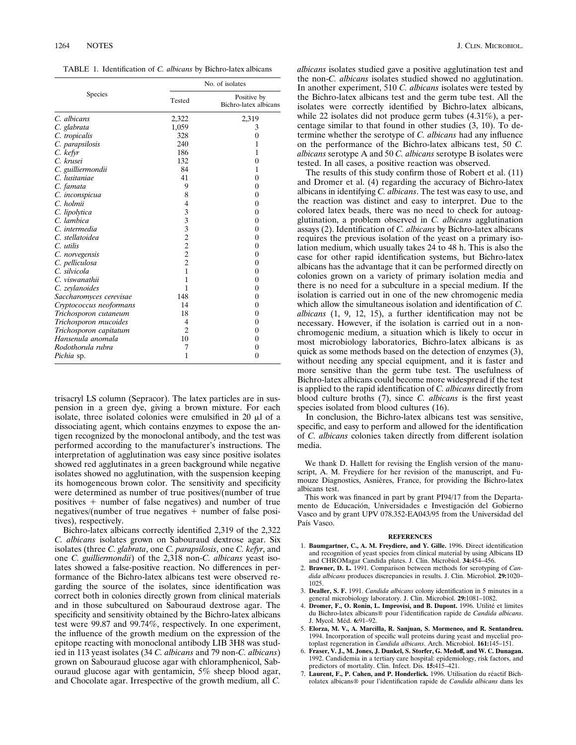TABLE 1. Identification of *C. albicans* by Bichro-latex albicans

| Species | No. of isolates | |
|---|---|---|
| | Tested | Positive by Bichro-latex albicans |
| *C. albicans* | 2,322 | 2,319 |
| *C. glabrata* | 1,059 | 3 |
| *C. tropicalis* | 328 | 0 |
| *C. parapsilosis* | 240 | 1 |
| *C. kefyr* | 186 | 1 |
| *C. krusei* | 132 | 0 |
| *C. guilliermondii* | 84 | 1 |
| *C. lusitaniae* | 41 | 0 |
| *C. famata* | 9 | 0 |
| *C. inconspicua* | 8 | 0 |
| *C. holmii* | 4 | 0 |
| *C. lipolytica* | 3 | 0 |
| *C. lambica* | 3 | 0 |
| *C. intermedia* | 3 | 0 |
| *C. stellatoidea* | 2 | 0 |
| *C. utilis* | 2 | 0 |
| *C. norvegensis* | 2 | 0 |
| *C. pelliculosa* | 2 | 0 |
| *C. silvicola* | 1 | 0 |
| *C. viswanathii* | 1 | 0 |
| *C. zeylanoides* | 1 | 0 |
| *Saccharomyces cerevisae* | 148 | 0 |
| *Cryptococcus neoformans* | 14 | 0 |
| *Trichosporon cutaneum* | 18 | 0 |
| *Trichosporon mucoides* | 4 | 0 |
| *Trichosporon capitatum* | 2 | 0 |
| *Hansenula anomala* | 10 | 0 |
| *Rodothorula rubra* | 7 | 0 |
| *Pichia* sp. | 1 | 0 |

trisacryl LS column (Sepracor). The latex particles are in suspension in a green dye, giving a brown mixture. For each isolate, three isolated colonies were emulsified in 20 μl of a dissociating agent, which contains enzymes to expose the antigen recognized by the monoclonal antibody, and the test was performed according to the manufacturer's instructions. The interpretation of agglutination was easy since positive isolates showed red agglutinates in a green background while negative isolates showed no agglutination, with the suspension keeping its homogeneous brown color. The sensitivity and specificity were determined as number of true positives/(number of true positives + number of false negatives) and number of true negatives/(number of true negatives + number of false positives), respectively.

Bichro-latex albicans correctly identified 2,319 of the 2,322 *C. albicans* isolates grown on Sabouraud dextrose agar. Six isolates (three *C. glabrata*, one *C. parapsilosis*, one *C. kefyr*, and one *C. guilliermondii*) of the 2,318 non-*C. albicans* yeast isolates showed a false-positive reaction. No differences in performance of the Bichro-latex albicans test were observed regarding the source of the isolates, since identification was correct both in colonies directly grown from clinical materials and in those subcultured on Sabouraud dextrose agar. The specificity and sensitivity obtained by the Bichro-latex albicans test were 99.87 and 99.74%, respectively. In one experiment, the influence of the growth medium on the expression of the epitope reacting with monoclonal antibody LIB 3H8 was studied in 113 yeast isolates (34 *C. albicans* and 79 non-*C. albicans*) grown on Sabouraud glucose agar with chloramphenicol, Sabouraud glucose agar with gentamicin, 5% sheep blood agar, and Chocolate agar. Irrespective of the growth medium, all *C. albicans* isolates studied gave a positive agglutination test and the non-*C. albicans* isolates studied showed no agglutination. In another experiment, 510 *C. albicans* isolates were tested by the Bichro-latex albicans test and the germ tube test. All the isolates were correctly identified by Bichro-latex albicans, while 22 isolates did not produce germ tubes (4.31%), a percentage similar to that found in other studies (3, 10). To determine whether the serotype of *C. albicans* had any influence on the performance of the Bichro-latex albicans test, 50 *C. albicans* serotype A and 50 *C. albicans* serotype B isolates were tested. In all cases, a positive reaction was observed.

The results of this study confirm those of Robert et al. (11) and Dromer et al. (4) regarding the accuracy of Bichro-latex albicans in identifying *C. albicans*. The test was easy to use, and the reaction was distinct and easy to interpret. Due to the colored latex beads, there was no need to check for autoagglutination, a problem observed in *C. albicans* agglutination assays (2). Identification of *C. albicans* by Bichro-latex albicans requires the previous isolation of the yeast on a primary isolation medium, which usually takes 24 to 48 h. This is also the case for other rapid identification systems, but Bichro-latex albicans has the advantage that it can be performed directly on colonies grown on a variety of primary isolation media and there is no need for a subculture in a special medium. If the isolation is carried out in one of the new chromogenic media which allow the simultaneous isolation and identification of *C. albicans* (1, 9, 12, 15), a further identification may not be necessary. However, if the isolation is carried out in a nonchromogenic medium, a situation which is likely to occur in most microbiology laboratories, Bichro-latex albicans is as quick as some methods based on the detection of enzymes (3), without needing any special equipment, and it is faster and more sensitive than the germ tube test. The usefulness of Bichro-latex albicans could become more widespread if the test is applied to the rapid identification of *C. albicans* directly from blood culture broths (7), since *C. albicans* is the first yeast species isolated from blood cultures (16).

In conclusion, the Bichro-latex albicans test was sensitive, specific, and easy to perform and allowed for the identification of *C. albicans* colonies taken directly from different isolation media.

We thank D. Hallett for revising the English version of the manuscript, A. M. Freydiere for her revision of the manuscript, and Fumouze Diagnostics, Asnières, France, for providing the Bichro-latex albicans test.

This work was financed in part by grant PI94/17 from the Departamento de Educación, Universidades e Investigación del Gobierno Vasco and by grant UPV 078.352-EA043/95 from the Universidad del País Vasco.

## REFERENCES

1. **Baumgartner, C., A. M. Freydiere, and Y. Gille.** 1996. Direct identification and recognition of yeast species from clinical material by using Albicans ID and CHROMagar Candida plates. J. Clin. Microbiol. **34:**454–456.
2. **Brawner, D. L.** 1991. Comparison between methods for serotyping of *Candida albicans* produces discrepancies in results. J. Clin. Microbiol. **29:**1020–1025.
3. **Dealler, S. F.** 1991. *Candida albicans* colony identification in 5 minutes in a general microbiology laboratory. J. Clin. Microbiol. **29:**1081–1082.
4. **Dromer, F., O. Ronin, L. Improvisi, and B. Dupont.** 1996. Utilité et limites du Bichro-latex albicans® pour l'identification rapide de *Candida albicans*. J. Mycol. Méd. **6:**91–92.
5. **Elorza, M. V., A. Marcilla, R. Sanjuan, S. Mormeneo, and R. Sentandreu.** 1994. Incorporation of specific wall proteins during yeast and mycelial protoplast regeneration in *Candida albicans*. Arch. Microbiol. **161:**145–151.
6. **Fraser, V. J., M. Jones, J. Dunkel, S. Storfer, G. Medoff, and W. C. Dunagan.** 1992. Candidemia in a tertiary care hospital: epidemiology, risk factors, and predictors of mortality. Clin. Infect. Dis. **15:**415–421.
7. **Laurent, F., P. Cahen, and P. Honderlick.** 1996. Utilisation du réactif Bichrolatex albicans® pour l'identification rapide de *Candida albicans* dans les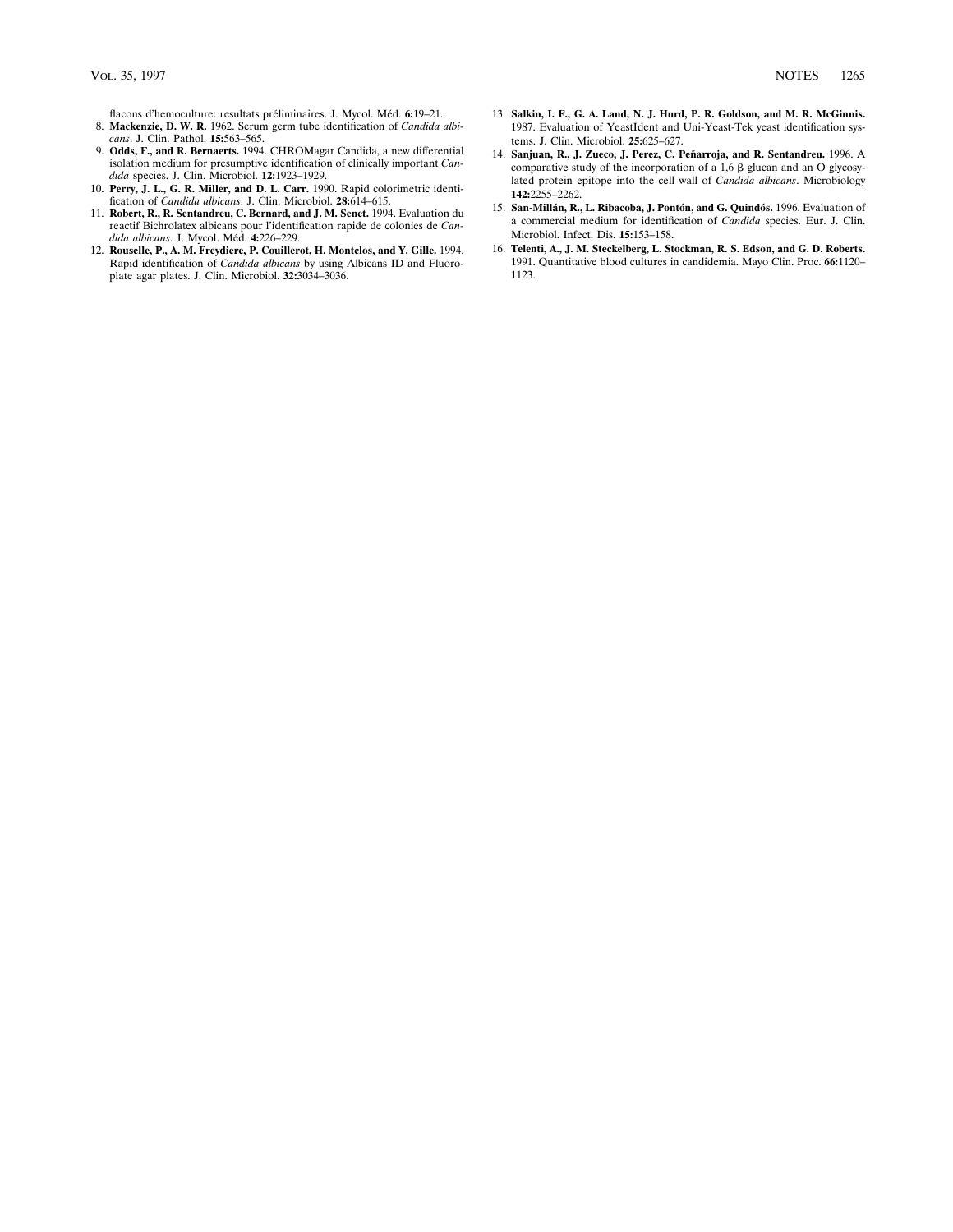flacons d'hemoculture: resultats préliminaires. J. Mycol. Méd. **6:**19–21.

8. **Mackenzie, D. W. R.** 1962. Serum germ tube identification of *Candida albicans*. J. Clin. Pathol. **15:**563–565.
9. **Odds, F., and R. Bernaerts.** 1994. CHROMagar Candida, a new differential isolation medium for presumptive identification of clinically important *Candida* species. J. Clin. Microbiol. **12:**1923–1929.
10. **Perry, J. L., G. R. Miller, and D. L. Carr.** 1990. Rapid colorimetric identification of *Candida albicans*. J. Clin. Microbiol. **28:**614–615.
11. **Robert, R., R. Sentandreu, C. Bernard, and J. M. Senet.** 1994. Evaluation du reactif Bichrolatex albicans pour l'identification rapide de colonies de *Candida albicans*. J. Mycol. Méd. **4:**226–229.
12. **Rouselle, P., A. M. Freydiere, P. Couillerot, H. Montclos, and Y. Gille.** 1994. Rapid identification of *Candida albicans* by using Albicans ID and Fluoroplate agar plates. J. Clin. Microbiol. **32:**3034–3036.
13. **Salkin, I. F., G. A. Land, N. J. Hurd, P. R. Goldson, and M. R. McGinnis.** 1987. Evaluation of YeastIdent and Uni-Yeast-Tek yeast identification systems. J. Clin. Microbiol. **25:**625–627.
14. **Sanjuan, R., J. Zueco, J. Perez, C. Peñarroja, and R. Sentandreu.** 1996. A comparative study of the incorporation of a 1,6 β glucan and an O glycosylated protein epitope into the cell wall of *Candida albicans*. Microbiology **142:**2255–2262.
15. **San-Millán, R., L. Ribacoba, J. Pontón, and G. Quindós.** 1996. Evaluation of a commercial medium for identification of *Candida* species. Eur. J. Clin. Microbiol. Infect. Dis. **15:**153–158.
16. **Telenti, A., J. M. Steckelberg, L. Stockman, R. S. Edson, and G. D. Roberts.** 1991. Quantitative blood cultures in candidemia. Mayo Clin. Proc. **66:**1120–1123.